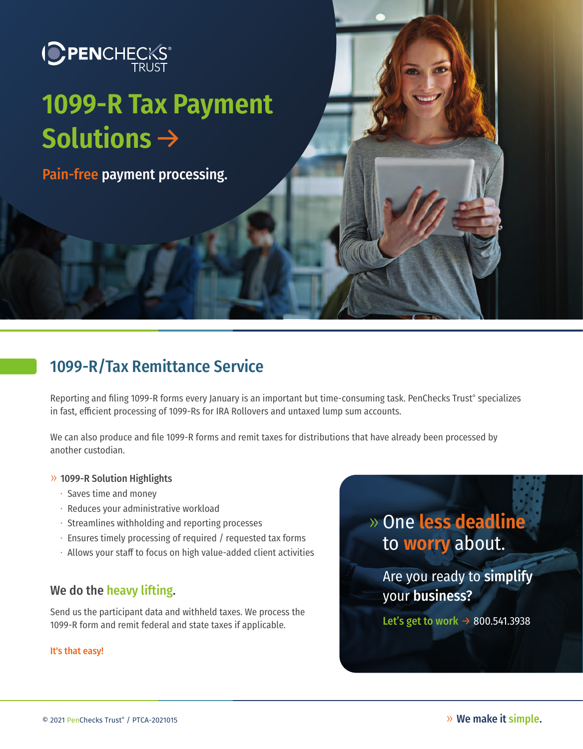PENCHECKS® TRUST

# 1099-R Tax Payment Solutions →

**Pain-free payment processing.**

## 1099-R/Tax Remittance Service

Reporting and filing 1099-R forms every January is an important but time-consuming task. PenChecks Trust® specializes in fast, efficient processing of 1099-Rs for IRA Rollovers and untaxed lump sum accounts.

We can also produce and file 1099-R forms and remit taxes for distributions that have already been processed by another custodian.

### » 1099-R Solution Highlights

- Saves time and money
- Reduces your administrative workload
- Streamlines withholding and reporting processes
- Ensures timely processing of required / requested tax forms
- Allows your staff to focus on high value-added client activities

### We do the heavy lifting.

Send us the participant data and withheld taxes. We process the 1099-R form and remit federal and state taxes if applicable.

**It's that easy!**

### » One less deadline to worry about.

Are you ready to **simplify** your **business?**

**Let's get to work** → 800.541.3938

© 2021 PenChecks Trust® / PTCA-2021015

» **We make it simple.**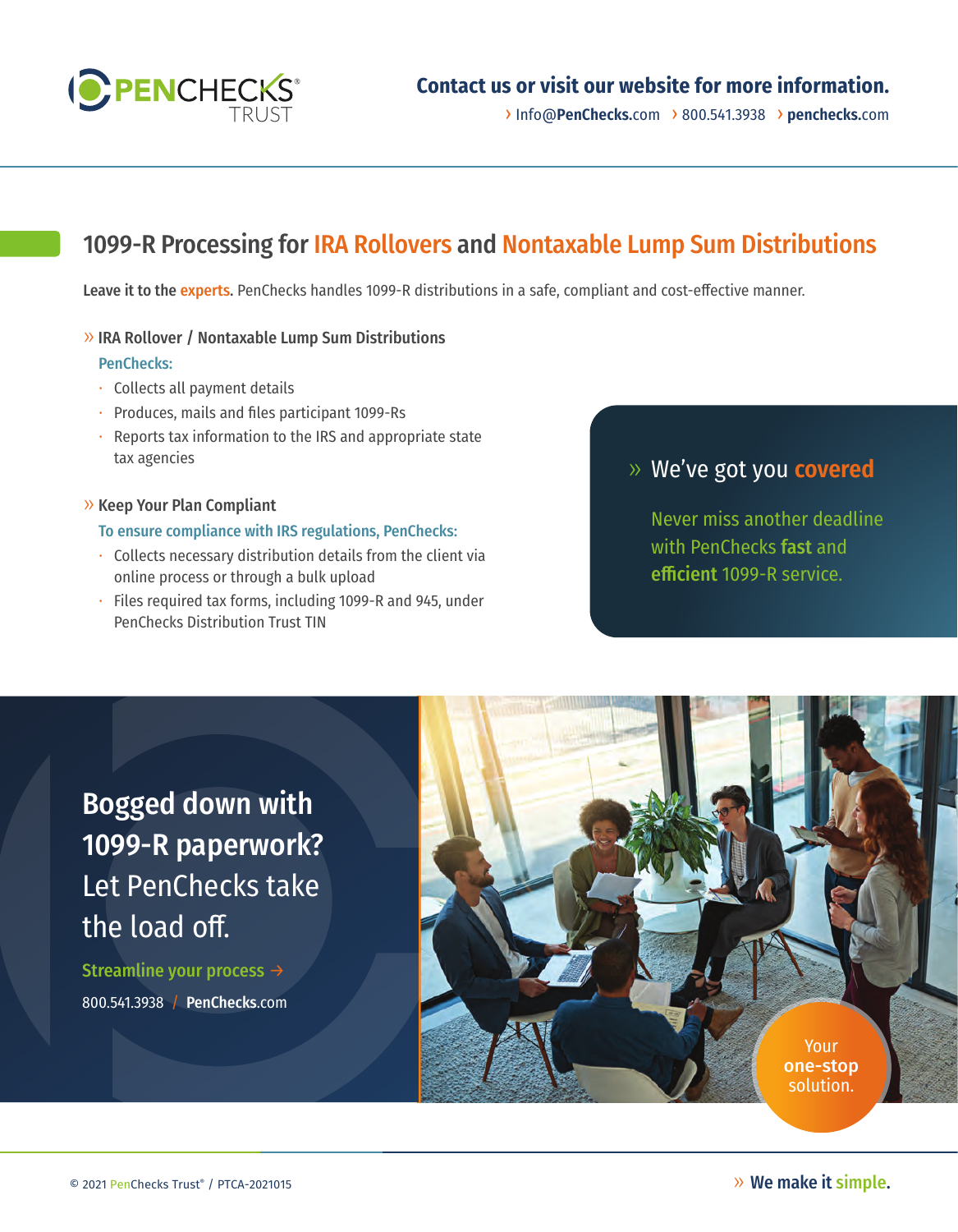PENCHECKS® TRUST

**Contact us or visit our website for more information.**

› Info@PenChecks.com › 800.541.3938 › penchecks.com

# 1099-R Processing for IRA Rollovers and Nontaxable Lump Sum Distributions

**Leave it to the experts.** PenChecks handles 1099-R distributions in a safe, compliant and cost-effective manner.

## » IRA Rollover / Nontaxable Lump Sum Distributions

**PenChecks:**

- Collects all payment details
- Produces, mails and files participant 1099-Rs
- Reports tax information to the IRS and appropriate state tax agencies

## » Keep Your Plan Compliant

**To ensure compliance with IRS regulations, PenChecks:**

- Collects necessary distribution details from the client via online process or through a bulk upload
- Files required tax forms, including 1099-R and 945, under PenChecks Distribution Trust TIN

## » We've got you covered

Never miss another deadline with PenChecks **fast** and **efficient** 1099-R service.

## Bogged down with 1099-R paperwork? Let PenChecks take the load off.

**Streamline your process →**

800.541.3938 / **PenChecks**.com

Your **one-stop** solution.

© 2021 PenChecks Trust® / PTCA-2021015

» **We make it simple.**